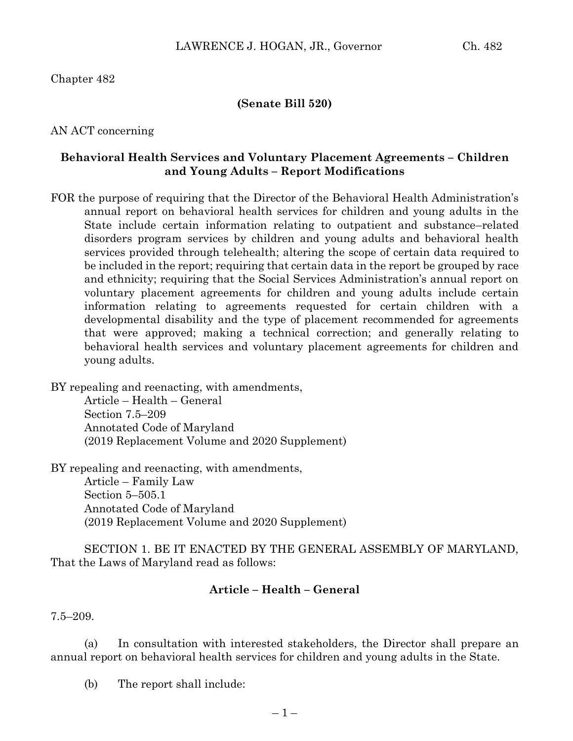Chapter 482

**(Senate Bill 520)**

AN ACT concerning

**Behavioral Health Services and Voluntary Placement Agreements – Children and Young Adults – Report Modifications**

FOR the purpose of requiring that the Director of the Behavioral Health Administration's annual report on behavioral health services for children and young adults in the State include certain information relating to outpatient and substance–related disorders program services by children and young adults and behavioral health services provided through telehealth; altering the scope of certain data required to be included in the report; requiring that certain data in the report be grouped by race and ethnicity; requiring that the Social Services Administration's annual report on voluntary placement agreements for children and young adults include certain information relating to agreements requested for certain children with a developmental disability and the type of placement recommended for agreements that were approved; making a technical correction; and generally relating to behavioral health services and voluntary placement agreements for children and young adults.

BY repealing and reenacting, with amendments,
Article – Health – General
Section 7.5–209
Annotated Code of Maryland
(2019 Replacement Volume and 2020 Supplement)

BY repealing and reenacting, with amendments,
Article – Family Law
Section 5–505.1
Annotated Code of Maryland
(2019 Replacement Volume and 2020 Supplement)

SECTION 1. BE IT ENACTED BY THE GENERAL ASSEMBLY OF MARYLAND, That the Laws of Maryland read as follows:

**Article – Health – General**

7.5–209.

(a) In consultation with interested stakeholders, the Director shall prepare an annual report on behavioral health services for children and young adults in the State.

(b) The report shall include: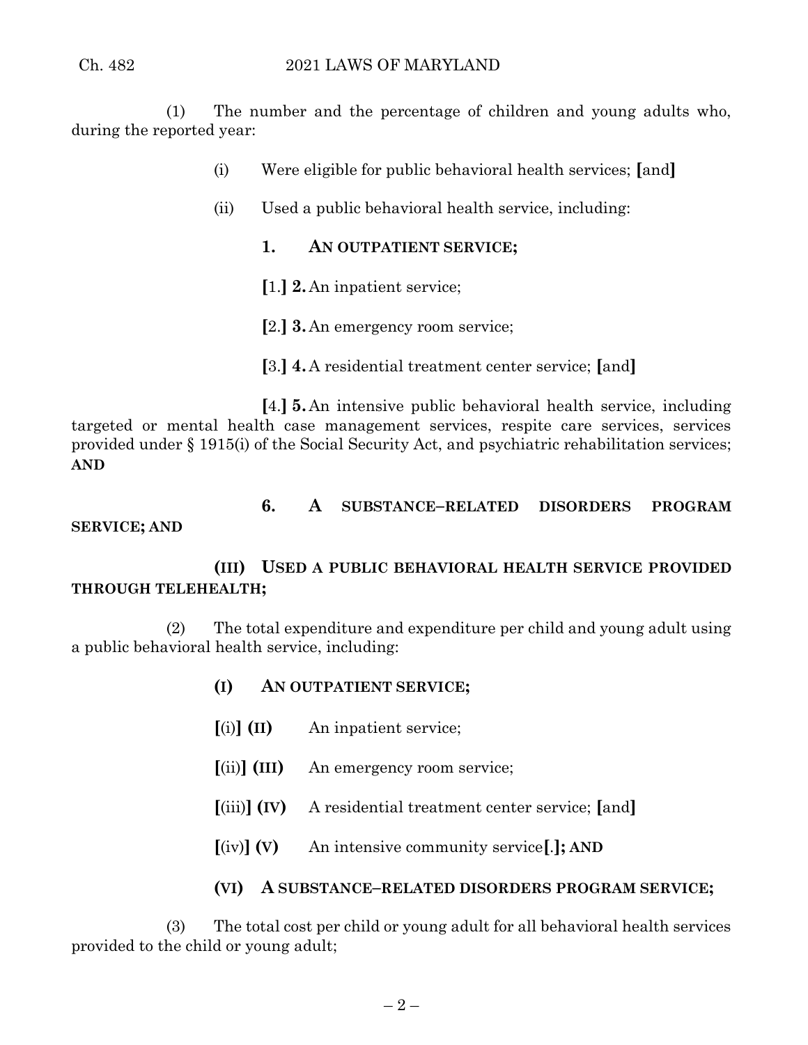(1) The number and the percentage of children and young adults who, during the reported year:

(i) Were eligible for public behavioral health services; **[**and**]**

(ii) Used a public behavioral health service, including:

**1. AN OUTPATIENT SERVICE;**

**[**1.**] 2.** An inpatient service;

**[**2.**] 3.** An emergency room service;

**[**3.**] 4.** A residential treatment center service; **[**and**]**

**[**4.**] 5.** An intensive public behavioral health service, including targeted or mental health case management services, respite care services, services provided under § 1915(i) of the Social Security Act, and psychiatric rehabilitation services; **AND**

**6. A SUBSTANCE–RELATED DISORDERS PROGRAM SERVICE; AND**

**(III) USED A PUBLIC BEHAVIORAL HEALTH SERVICE PROVIDED THROUGH TELEHEALTH;**

(2) The total expenditure and expenditure per child and young adult using a public behavioral health service, including:

**(I) AN OUTPATIENT SERVICE;**

**[**(i)**] (II)** An inpatient service;

**[**(ii)**] (III)** An emergency room service;

**[**(iii)**] (IV)** A residential treatment center service; **[**and**]**

**[**(iv)**] (V)** An intensive community service**[**.**]; AND**

**(VI) A SUBSTANCE–RELATED DISORDERS PROGRAM SERVICE;**

(3) The total cost per child or young adult for all behavioral health services provided to the child or young adult;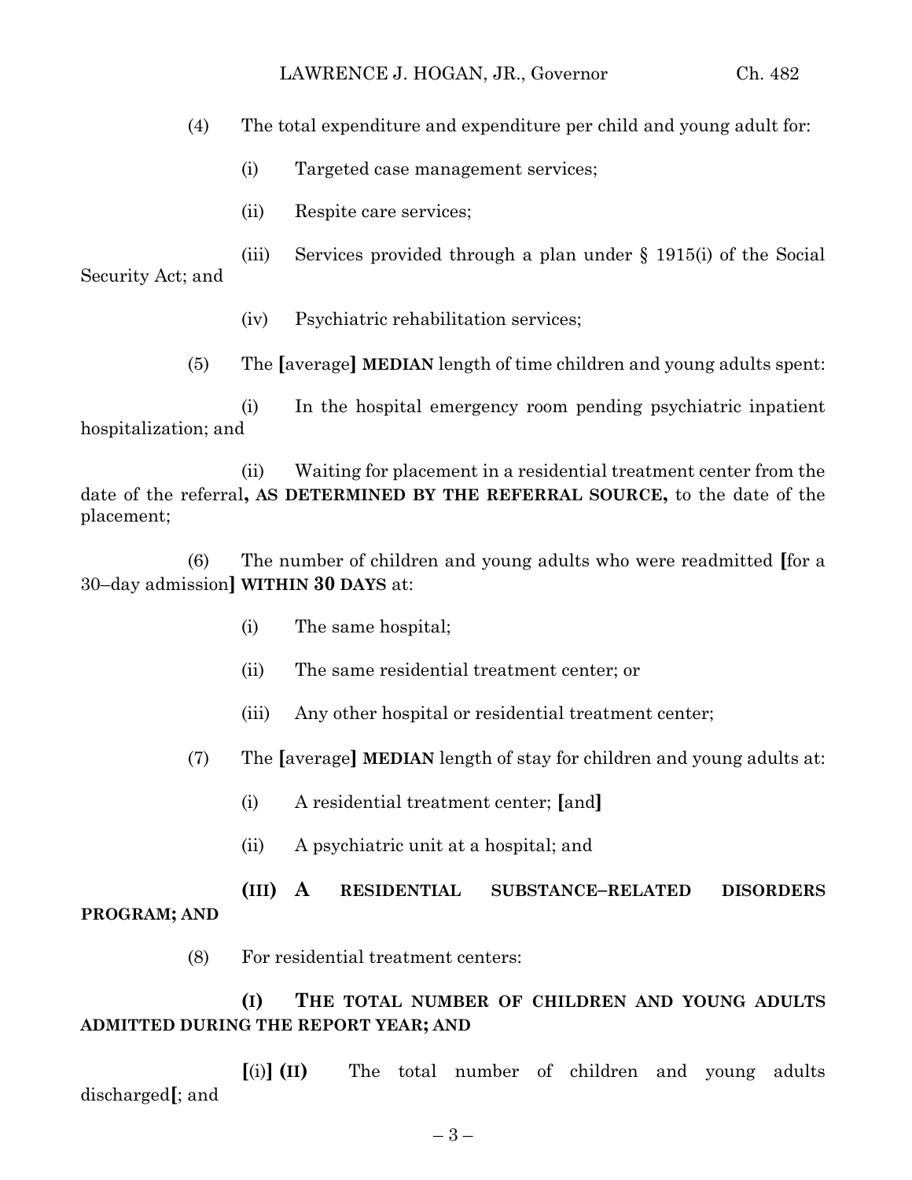(4) The total expenditure and expenditure per child and young adult for:

(i) Targeted case management services;

(ii) Respite care services;

(iii) Services provided through a plan under § 1915(i) of the Social Security Act; and

(iv) Psychiatric rehabilitation services;

(5) The **[**average**]** **MEDIAN** length of time children and young adults spent:

(i) In the hospital emergency room pending psychiatric inpatient hospitalization; and

(ii) Waiting for placement in a residential treatment center from the date of the referral**, AS DETERMINED BY THE REFERRAL SOURCE,** to the date of the placement;

(6) The number of children and young adults who were readmitted **[**for a 30–day admission**]** **WITHIN 30 DAYS** at:

(i) The same hospital;

(ii) The same residential treatment center; or

(iii) Any other hospital or residential treatment center;

(7) The **[**average**]** **MEDIAN** length of stay for children and young adults at:

(i) A residential treatment center; **[**and**]**

(ii) A psychiatric unit at a hospital; and

**(III) A RESIDENTIAL SUBSTANCE–RELATED DISORDERS PROGRAM; AND**

(8) For residential treatment centers:

**(I) THE TOTAL NUMBER OF CHILDREN AND YOUNG ADULTS ADMITTED DURING THE REPORT YEAR; AND**

**[**(i)**]** **(II)** The total number of children and young adults discharged**[**; and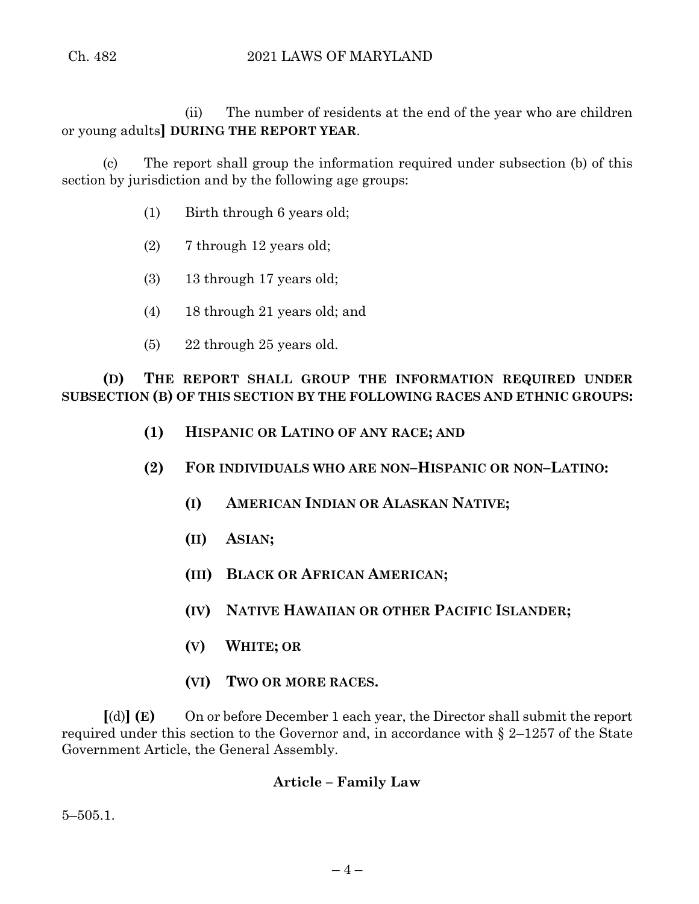(ii) The number of residents at the end of the year who are children or young adults**]** **DURING THE REPORT YEAR**.

(c) The report shall group the information required under subsection (b) of this section by jurisdiction and by the following age groups:

(1) Birth through 6 years old;

(2) 7 through 12 years old;

(3) 13 through 17 years old;

(4) 18 through 21 years old; and

(5) 22 through 25 years old.

**(D) THE REPORT SHALL GROUP THE INFORMATION REQUIRED UNDER SUBSECTION (B) OF THIS SECTION BY THE FOLLOWING RACES AND ETHNIC GROUPS:**

**(1) HISPANIC OR LATINO OF ANY RACE; AND**

**(2) FOR INDIVIDUALS WHO ARE NON–HISPANIC OR NON–LATINO:**

**(I) AMERICAN INDIAN OR ALASKAN NATIVE;**

**(II) ASIAN;**

**(III) BLACK OR AFRICAN AMERICAN;**

**(IV) NATIVE HAWAIIAN OR OTHER PACIFIC ISLANDER;**

**(V) WHITE; OR**

**(VI) TWO OR MORE RACES.**

**[**(d)**]** **(E)** On or before December 1 each year, the Director shall submit the report required under this section to the Governor and, in accordance with § 2–1257 of the State Government Article, the General Assembly.

**Article – Family Law**

5–505.1.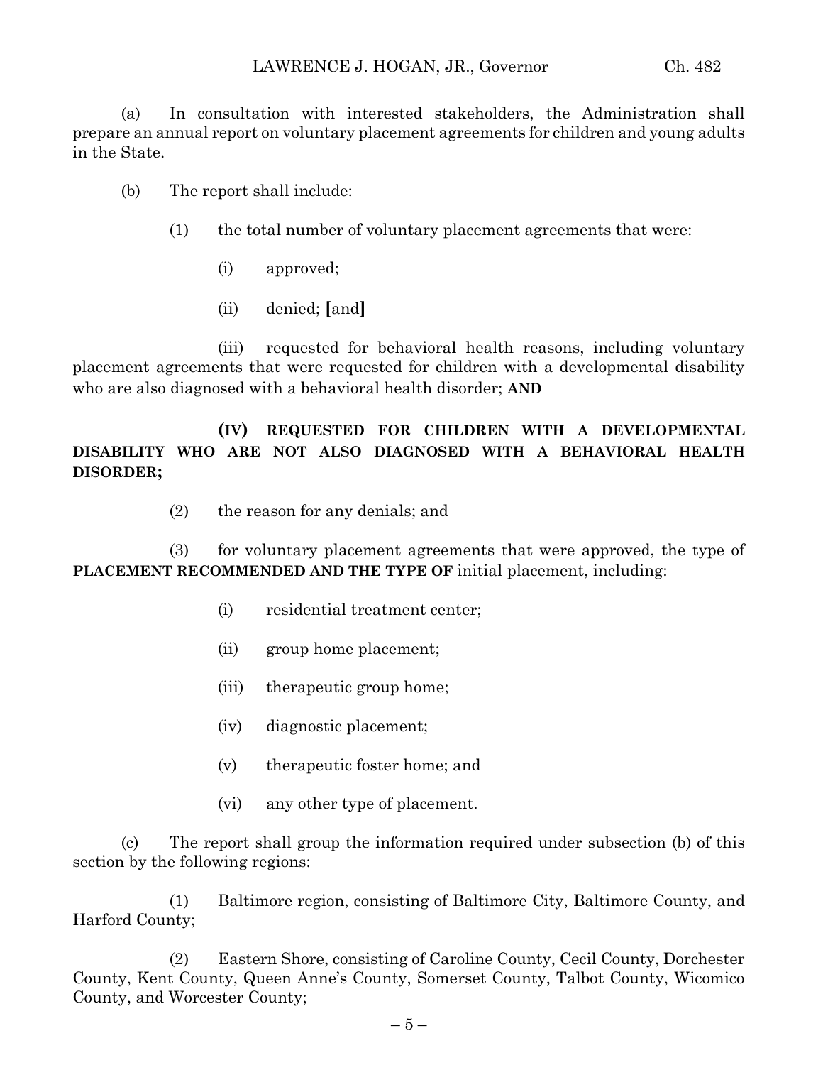(a) In consultation with interested stakeholders, the Administration shall prepare an annual report on voluntary placement agreements for children and young adults in the State.

(b) The report shall include:

(1) the total number of voluntary placement agreements that were:

(i) approved;

(ii) denied; **[**and**]**

(iii) requested for behavioral health reasons, including voluntary placement agreements that were requested for children with a developmental disability who are also diagnosed with a behavioral health disorder; **AND**

**(IV) REQUESTED FOR CHILDREN WITH A DEVELOPMENTAL DISABILITY WHO ARE NOT ALSO DIAGNOSED WITH A BEHAVIORAL HEALTH DISORDER;**

(2) the reason for any denials; and

(3) for voluntary placement agreements that were approved, the type of **PLACEMENT RECOMMENDED AND THE TYPE OF** initial placement, including:

(i) residential treatment center;

(ii) group home placement;

(iii) therapeutic group home;

(iv) diagnostic placement;

(v) therapeutic foster home; and

(vi) any other type of placement.

(c) The report shall group the information required under subsection (b) of this section by the following regions:

(1) Baltimore region, consisting of Baltimore City, Baltimore County, and Harford County;

(2) Eastern Shore, consisting of Caroline County, Cecil County, Dorchester County, Kent County, Queen Anne's County, Somerset County, Talbot County, Wicomico County, and Worcester County;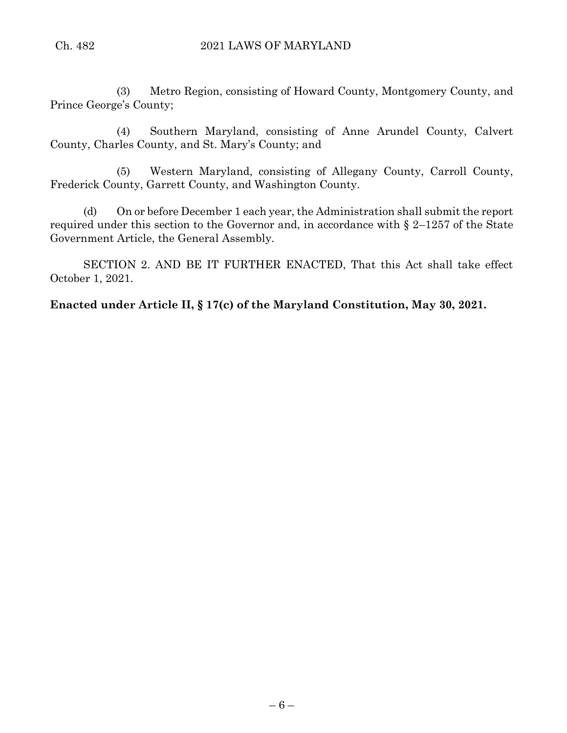(3) Metro Region, consisting of Howard County, Montgomery County, and Prince George's County;

(4) Southern Maryland, consisting of Anne Arundel County, Calvert County, Charles County, and St. Mary's County; and

(5) Western Maryland, consisting of Allegany County, Carroll County, Frederick County, Garrett County, and Washington County.

(d) On or before December 1 each year, the Administration shall submit the report required under this section to the Governor and, in accordance with § 2–1257 of the State Government Article, the General Assembly.

SECTION 2. AND BE IT FURTHER ENACTED, That this Act shall take effect October 1, 2021.

**Enacted under Article II, § 17(c) of the Maryland Constitution, May 30, 2021.**